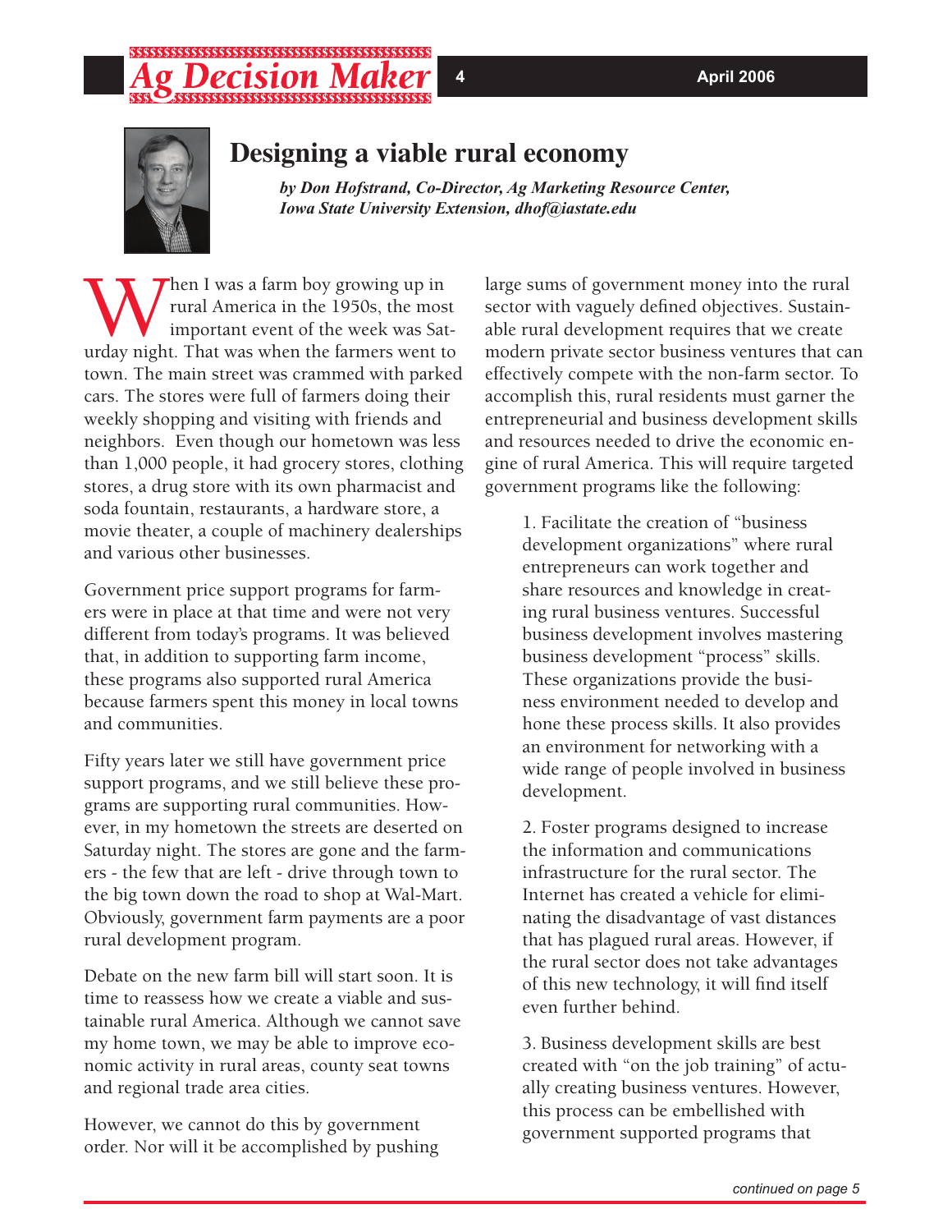# Designing a viable rural economy

*by Don Hofstrand, Co-Director, Ag Marketing Resource Center, Iowa State University Extension, dhof@iastate.edu*

When I was a farm boy growing up in rural America in the 1950s, the most important event of the week was Saturday night. That was when the farmers went to town. The main street was crammed with parked cars. The stores were full of farmers doing their weekly shopping and visiting with friends and neighbors. Even though our hometown was less than 1,000 people, it had grocery stores, clothing stores, a drug store with its own pharmacist and soda fountain, restaurants, a hardware store, a movie theater, a couple of machinery dealerships and various other businesses.

Government price support programs for farmers were in place at that time and were not very different from today's programs. It was believed that, in addition to supporting farm income, these programs also supported rural America because farmers spent this money in local towns and communities.

Fifty years later we still have government price support programs, and we still believe these programs are supporting rural communities. However, in my hometown the streets are deserted on Saturday night. The stores are gone and the farmers - the few that are left - drive through town to the big town down the road to shop at Wal-Mart. Obviously, government farm payments are a poor rural development program.

Debate on the new farm bill will start soon. It is time to reassess how we create a viable and sustainable rural America. Although we cannot save my home town, we may be able to improve economic activity in rural areas, county seat towns and regional trade area cities.

However, we cannot do this by government order. Nor will it be accomplished by pushing large sums of government money into the rural sector with vaguely defined objectives. Sustainable rural development requires that we create modern private sector business ventures that can effectively compete with the non-farm sector. To accomplish this, rural residents must garner the entrepreneurial and business development skills and resources needed to drive the economic engine of rural America. This will require targeted government programs like the following:

1. Facilitate the creation of "business development organizations" where rural entrepreneurs can work together and share resources and knowledge in creating rural business ventures. Successful business development involves mastering business development "process" skills. These organizations provide the business environment needed to develop and hone these process skills. It also provides an environment for networking with a wide range of people involved in business development.

2. Foster programs designed to increase the information and communications infrastructure for the rural sector. The Internet has created a vehicle for eliminating the disadvantage of vast distances that has plagued rural areas. However, if the rural sector does not take advantages of this new technology, it will find itself even further behind.

3. Business development skills are best created with "on the job training" of actually creating business ventures. However, this process can be embellished with government supported programs that

*continued on page 5*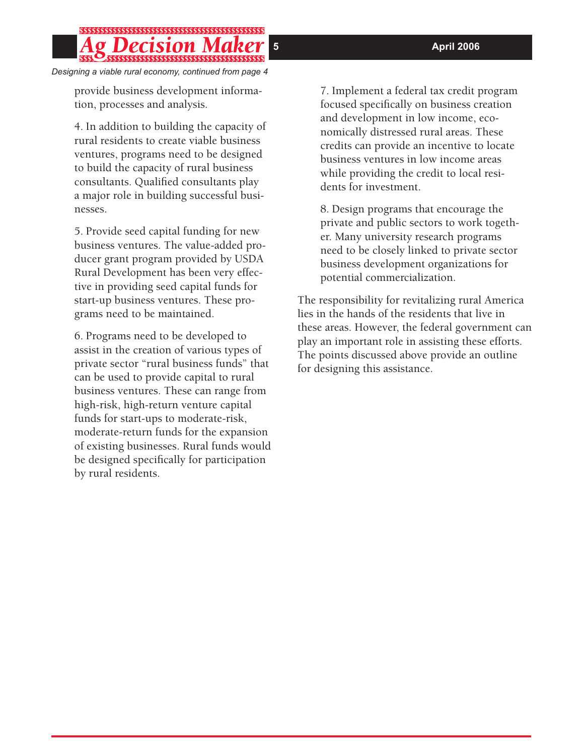*Designing a viable rural economy, continued from page 4*

provide business development information, processes and analysis.

4. In addition to building the capacity of rural residents to create viable business ventures, programs need to be designed to build the capacity of rural business consultants. Qualified consultants play a major role in building successful businesses.

5. Provide seed capital funding for new business ventures. The value-added producer grant program provided by USDA Rural Development has been very effective in providing seed capital funds for start-up business ventures. These programs need to be maintained.

6. Programs need to be developed to assist in the creation of various types of private sector "rural business funds" that can be used to provide capital to rural business ventures. These can range from high-risk, high-return venture capital funds for start-ups to moderate-risk, moderate-return funds for the expansion of existing businesses. Rural funds would be designed specifically for participation by rural residents.

7. Implement a federal tax credit program focused specifically on business creation and development in low income, economically distressed rural areas. These credits can provide an incentive to locate business ventures in low income areas while providing the credit to local residents for investment.

8. Design programs that encourage the private and public sectors to work together. Many university research programs need to be closely linked to private sector business development organizations for potential commercialization.

The responsibility for revitalizing rural America lies in the hands of the residents that live in these areas. However, the federal government can play an important role in assisting these efforts. The points discussed above provide an outline for designing this assistance.